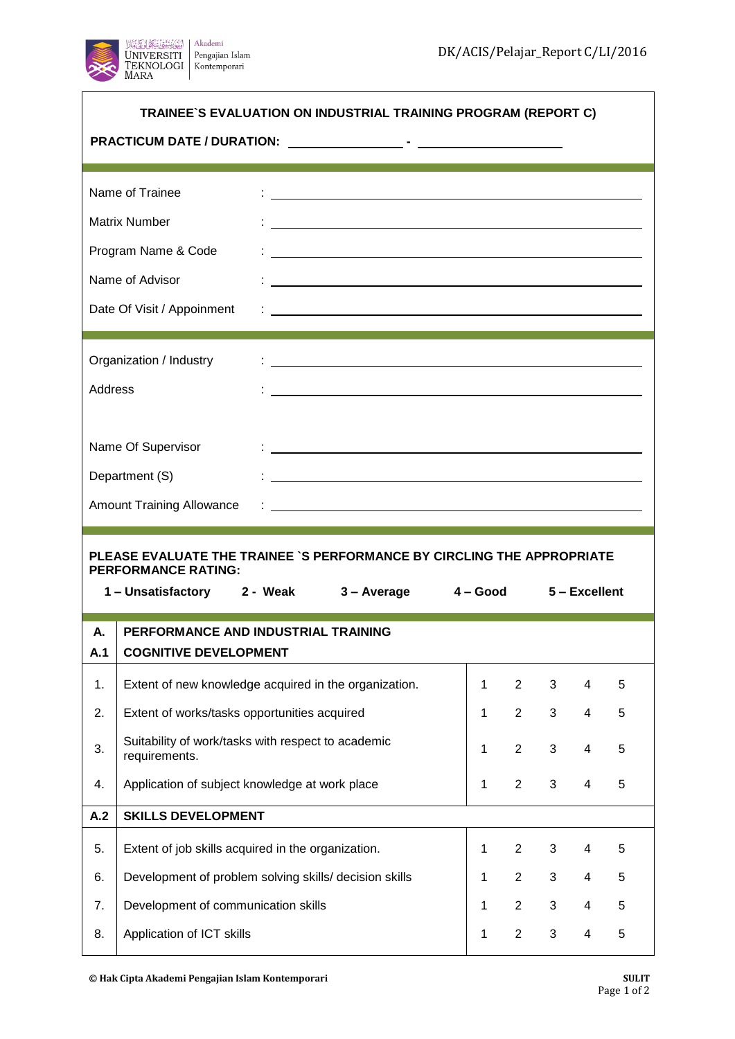## TRAINEE`S EVALUATION ON INDUSTRIAL TRAINING PROGRAM (REPORT C)

**PRACTICUM DATE / DURATION:** ________________ - ____________________

Name of Trainee : ____________________________________________

Matrix Number : ____________________________________________

Program Name & Code : ____________________________________________

Name of Advisor : ____________________________________________

Date Of Visit / Appoinment : ____________________________________________

Organization / Industry : ____________________________________________

Address : ____________________________________________

Name Of Supervisor : ____________________________________________

Department (S) : ____________________________________________

Amount Training Allowance : ____________________________________________

**PLEASE EVALUATE THE TRAINEE `S PERFORMANCE BY CIRCLING THE APPROPRIATE PERFORMANCE RATING:**

**1 – Unsatisfactory  2 - Weak  3 – Average  4 – Good  5 – Excellent**

| **A.** | **PERFORMANCE AND INDUSTRIAL TRAINING** | | | | | |
|---|---|---|---|---|---|---|
| **A.1** | **COGNITIVE DEVELOPMENT** | | | | | |
| 1. | Extent of new knowledge acquired in the organization. | 1 | 2 | 3 | 4 | 5 |
| 2. | Extent of works/tasks opportunities acquired | 1 | 2 | 3 | 4 | 5 |
| 3. | Suitability of work/tasks with respect to academic requirements. | 1 | 2 | 3 | 4 | 5 |
| 4. | Application of subject knowledge at work place | 1 | 2 | 3 | 4 | 5 |
| **A.2** | **SKILLS DEVELOPMENT** | | | | | |
| 5. | Extent of job skills acquired in the organization. | 1 | 2 | 3 | 4 | 5 |
| 6. | Development of problem solving skills/ decision skills | 1 | 2 | 3 | 4 | 5 |
| 7. | Development of communication skills | 1 | 2 | 3 | 4 | 5 |
| 8. | Application of ICT skills | 1 | 2 | 3 | 4 | 5 |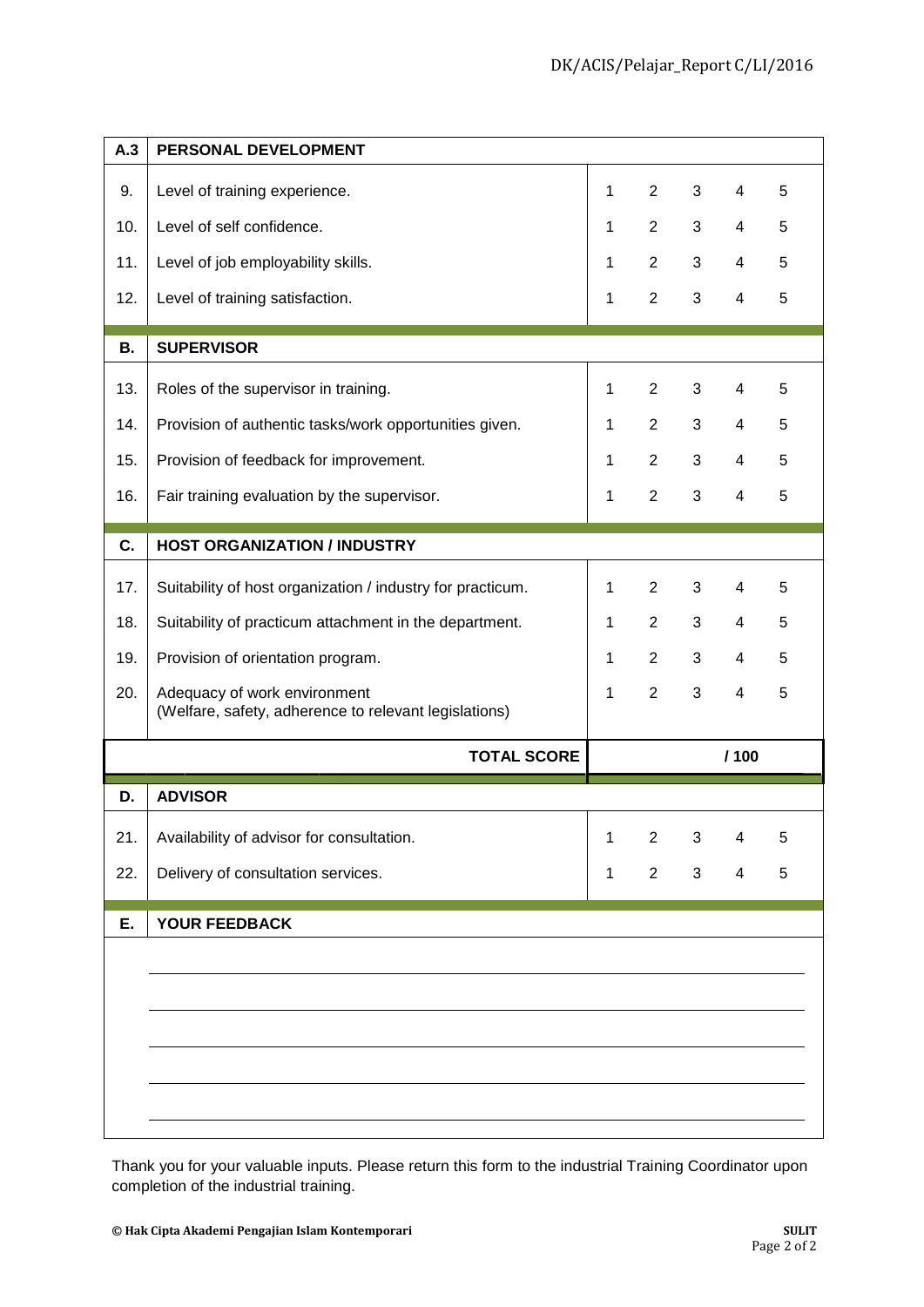| A.3 | PERSONAL DEVELOPMENT | | | | | |
|---|---|---|---|---|---|---|
| 9. | Level of training experience. | 1 | 2 | 3 | 4 | 5 |
| 10. | Level of self confidence. | 1 | 2 | 3 | 4 | 5 |
| 11. | Level of job employability skills. | 1 | 2 | 3 | 4 | 5 |
| 12. | Level of training satisfaction. | 1 | 2 | 3 | 4 | 5 |
| **B.** | **SUPERVISOR** | | | | | |
| 13. | Roles of the supervisor in training. | 1 | 2 | 3 | 4 | 5 |
| 14. | Provision of authentic tasks/work opportunities given. | 1 | 2 | 3 | 4 | 5 |
| 15. | Provision of feedback for improvement. | 1 | 2 | 3 | 4 | 5 |
| 16. | Fair training evaluation by the supervisor. | 1 | 2 | 3 | 4 | 5 |
| **C.** | **HOST ORGANIZATION / INDUSTRY** | | | | | |
| 17. | Suitability of host organization / industry for practicum. | 1 | 2 | 3 | 4 | 5 |
| 18. | Suitability of practicum attachment in the department. | 1 | 2 | 3 | 4 | 5 |
| 19. | Provision of orientation program. | 1 | 2 | 3 | 4 | 5 |
| 20. | Adequacy of work environment (Welfare, safety, adherence to relevant legislations) | 1 | 2 | 3 | 4 | 5 |
| | **TOTAL SCORE** | | | | **/ 100** | |
| **D.** | **ADVISOR** | | | | | |
| 21. | Availability of advisor for consultation. | 1 | 2 | 3 | 4 | 5 |
| 22. | Delivery of consultation services. | 1 | 2 | 3 | 4 | 5 |
| **E.** | **YOUR FEEDBACK** | | | | | |

___________________________________________________________________

___________________________________________________________________

___________________________________________________________________

___________________________________________________________________

___________________________________________________________________

Thank you for your valuable inputs. Please return this form to the industrial Training Coordinator upon completion of the industrial training.

**© Hak Cipta Akademi Pengajian Islam Kontemporari** **SULIT**